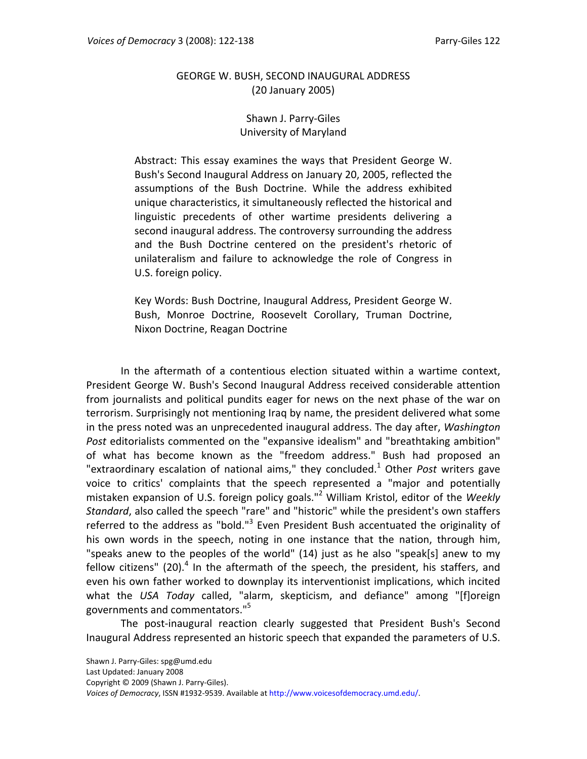# GEORGE W. BUSH, SECOND INAUGURAL ADDRESS
## (20 January 2005)

Shawn J. Parry-Giles
University of Maryland

Abstract: This essay examines the ways that President George W. Bush's Second Inaugural Address on January 20, 2005, reflected the assumptions of the Bush Doctrine. While the address exhibited unique characteristics, it simultaneously reflected the historical and linguistic precedents of other wartime presidents delivering a second inaugural address. The controversy surrounding the address and the Bush Doctrine centered on the president's rhetoric of unilateralism and failure to acknowledge the role of Congress in U.S. foreign policy.

Key Words: Bush Doctrine, Inaugural Address, President George W. Bush, Monroe Doctrine, Roosevelt Corollary, Truman Doctrine, Nixon Doctrine, Reagan Doctrine

In the aftermath of a contentious election situated within a wartime context, President George W. Bush's Second Inaugural Address received considerable attention from journalists and political pundits eager for news on the next phase of the war on terrorism. Surprisingly not mentioning Iraq by name, the president delivered what some in the press noted was an unprecedented inaugural address. The day after, *Washington Post* editorialists commented on the "expansive idealism" and "breathtaking ambition" of what has become known as the "freedom address." Bush had proposed an "extraordinary escalation of national aims," they concluded.[1] Other *Post* writers gave voice to critics' complaints that the speech represented a "major and potentially mistaken expansion of U.S. foreign policy goals."[2] William Kristol, editor of the *Weekly Standard*, also called the speech "rare" and "historic" while the president's own staffers referred to the address as "bold."[3] Even President Bush accentuated the originality of his own words in the speech, noting in one instance that the nation, through him, "speaks anew to the peoples of the world" (14) just as he also "speak[s] anew to my fellow citizens" (20).[4] In the aftermath of the speech, the president, his staffers, and even his own father worked to downplay its interventionist implications, which incited what the *USA Today* called, "alarm, skepticism, and defiance" among "[f]oreign governments and commentators."[5]

The post-inaugural reaction clearly suggested that President Bush's Second Inaugural Address represented an historic speech that expanded the parameters of U.S.

Shawn J. Parry-Giles: spg@umd.edu
Last Updated: January 2008
Copyright © 2009 (Shawn J. Parry-Giles).
*Voices of Democracy*, ISSN #1932-9539. Available at http://www.voicesofdemocracy.umd.edu/.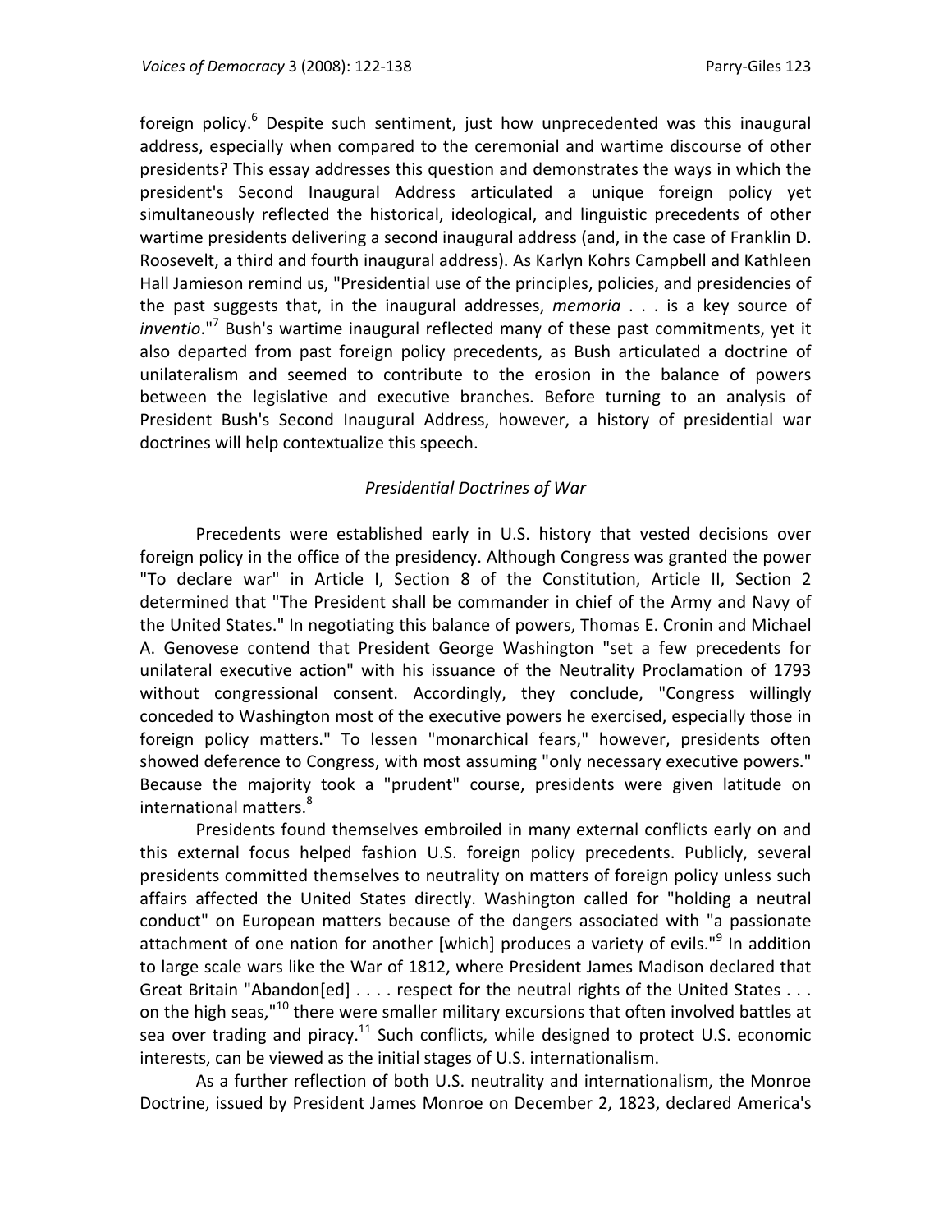foreign policy.[6] Despite such sentiment, just how unprecedented was this inaugural address, especially when compared to the ceremonial and wartime discourse of other presidents? This essay addresses this question and demonstrates the ways in which the president's Second Inaugural Address articulated a unique foreign policy yet simultaneously reflected the historical, ideological, and linguistic precedents of other wartime presidents delivering a second inaugural address (and, in the case of Franklin D. Roosevelt, a third and fourth inaugural address). As Karlyn Kohrs Campbell and Kathleen Hall Jamieson remind us, "Presidential use of the principles, policies, and presidencies of the past suggests that, in the inaugural addresses, *memoria* . . . is a key source of *inventio*."[7] Bush's wartime inaugural reflected many of these past commitments, yet it also departed from past foreign policy precedents, as Bush articulated a doctrine of unilateralism and seemed to contribute to the erosion in the balance of powers between the legislative and executive branches. Before turning to an analysis of President Bush's Second Inaugural Address, however, a history of presidential war doctrines will help contextualize this speech.

## *Presidential Doctrines of War*

Precedents were established early in U.S. history that vested decisions over foreign policy in the office of the presidency. Although Congress was granted the power "To declare war" in Article I, Section 8 of the Constitution, Article II, Section 2 determined that "The President shall be commander in chief of the Army and Navy of the United States." In negotiating this balance of powers, Thomas E. Cronin and Michael A. Genovese contend that President George Washington "set a few precedents for unilateral executive action" with his issuance of the Neutrality Proclamation of 1793 without congressional consent. Accordingly, they conclude, "Congress willingly conceded to Washington most of the executive powers he exercised, especially those in foreign policy matters." To lessen "monarchical fears," however, presidents often showed deference to Congress, with most assuming "only necessary executive powers." Because the majority took a "prudent" course, presidents were given latitude on international matters.[8]

Presidents found themselves embroiled in many external conflicts early on and this external focus helped fashion U.S. foreign policy precedents. Publicly, several presidents committed themselves to neutrality on matters of foreign policy unless such affairs affected the United States directly. Washington called for "holding a neutral conduct" on European matters because of the dangers associated with "a passionate attachment of one nation for another [which] produces a variety of evils."[9] In addition to large scale wars like the War of 1812, where President James Madison declared that Great Britain "Abandon[ed] . . . . respect for the neutral rights of the United States . . . on the high seas,"[10] there were smaller military excursions that often involved battles at sea over trading and piracy.[11] Such conflicts, while designed to protect U.S. economic interests, can be viewed as the initial stages of U.S. internationalism.

As a further reflection of both U.S. neutrality and internationalism, the Monroe Doctrine, issued by President James Monroe on December 2, 1823, declared America's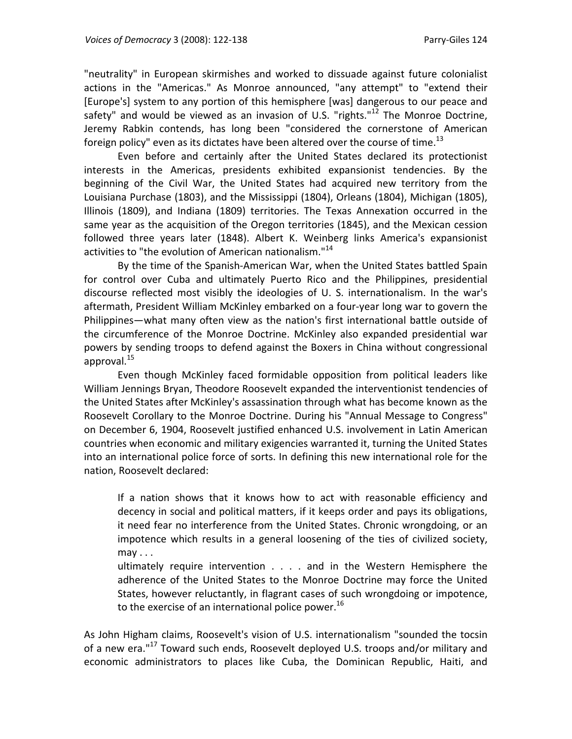"neutrality" in European skirmishes and worked to dissuade against future colonialist actions in the "Americas." As Monroe announced, "any attempt" to "extend their [Europe's] system to any portion of this hemisphere [was] dangerous to our peace and safety" and would be viewed as an invasion of U.S. "rights."[12] The Monroe Doctrine, Jeremy Rabkin contends, has long been "considered the cornerstone of American foreign policy" even as its dictates have been altered over the course of time.[13]

Even before and certainly after the United States declared its protectionist interests in the Americas, presidents exhibited expansionist tendencies. By the beginning of the Civil War, the United States had acquired new territory from the Louisiana Purchase (1803), and the Mississippi (1804), Orleans (1804), Michigan (1805), Illinois (1809), and Indiana (1809) territories. The Texas Annexation occurred in the same year as the acquisition of the Oregon territories (1845), and the Mexican cession followed three years later (1848). Albert K. Weinberg links America's expansionist activities to "the evolution of American nationalism."[14]

By the time of the Spanish-American War, when the United States battled Spain for control over Cuba and ultimately Puerto Rico and the Philippines, presidential discourse reflected most visibly the ideologies of U. S. internationalism. In the war's aftermath, President William McKinley embarked on a four-year long war to govern the Philippines—what many often view as the nation's first international battle outside of the circumference of the Monroe Doctrine. McKinley also expanded presidential war powers by sending troops to defend against the Boxers in China without congressional approval.[15]

Even though McKinley faced formidable opposition from political leaders like William Jennings Bryan, Theodore Roosevelt expanded the interventionist tendencies of the United States after McKinley's assassination through what has become known as the Roosevelt Corollary to the Monroe Doctrine. During his "Annual Message to Congress" on December 6, 1904, Roosevelt justified enhanced U.S. involvement in Latin American countries when economic and military exigencies warranted it, turning the United States into an international police force of sorts. In defining this new international role for the nation, Roosevelt declared:

> If a nation shows that it knows how to act with reasonable efficiency and decency in social and political matters, if it keeps order and pays its obligations, it need fear no interference from the United States. Chronic wrongdoing, or an impotence which results in a general loosening of the ties of civilized society, may . . .
> ultimately require intervention . . . . and in the Western Hemisphere the adherence of the United States to the Monroe Doctrine may force the United States, however reluctantly, in flagrant cases of such wrongdoing or impotence, to the exercise of an international police power.[16]

As John Higham claims, Roosevelt's vision of U.S. internationalism "sounded the tocsin of a new era."[17] Toward such ends, Roosevelt deployed U.S. troops and/or military and economic administrators to places like Cuba, the Dominican Republic, Haiti, and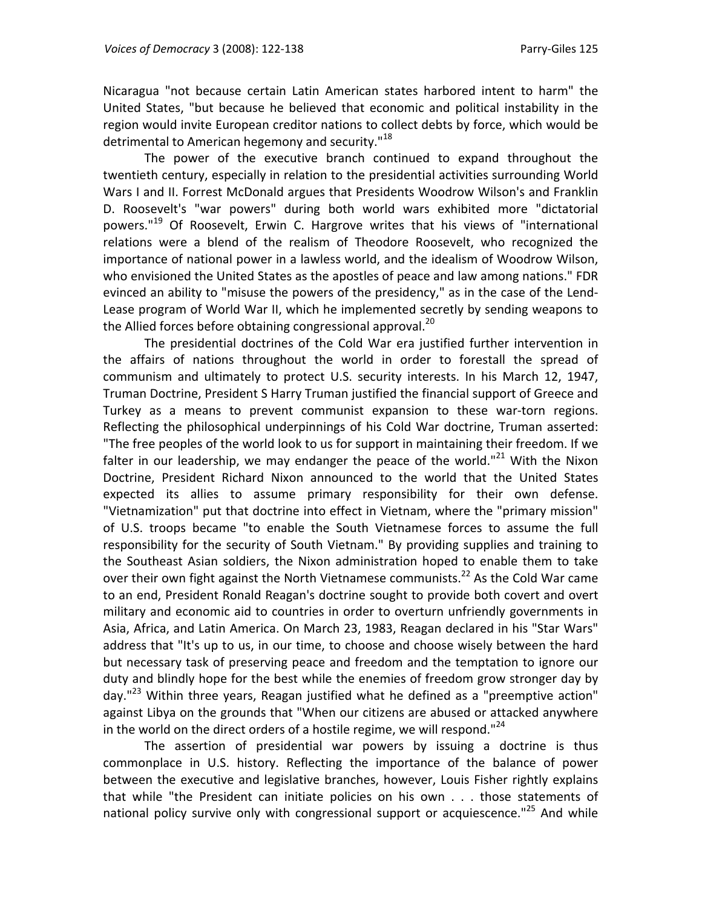Nicaragua "not because certain Latin American states harbored intent to harm" the United States, "but because he believed that economic and political instability in the region would invite European creditor nations to collect debts by force, which would be detrimental to American hegemony and security."[18]

The power of the executive branch continued to expand throughout the twentieth century, especially in relation to the presidential activities surrounding World Wars I and II. Forrest McDonald argues that Presidents Woodrow Wilson's and Franklin D. Roosevelt's "war powers" during both world wars exhibited more "dictatorial powers."[19] Of Roosevelt, Erwin C. Hargrove writes that his views of "international relations were a blend of the realism of Theodore Roosevelt, who recognized the importance of national power in a lawless world, and the idealism of Woodrow Wilson, who envisioned the United States as the apostles of peace and law among nations." FDR evinced an ability to "misuse the powers of the presidency," as in the case of the Lend-Lease program of World War II, which he implemented secretly by sending weapons to the Allied forces before obtaining congressional approval.[20]

The presidential doctrines of the Cold War era justified further intervention in the affairs of nations throughout the world in order to forestall the spread of communism and ultimately to protect U.S. security interests. In his March 12, 1947, Truman Doctrine, President S Harry Truman justified the financial support of Greece and Turkey as a means to prevent communist expansion to these war-torn regions. Reflecting the philosophical underpinnings of his Cold War doctrine, Truman asserted: "The free peoples of the world look to us for support in maintaining their freedom. If we falter in our leadership, we may endanger the peace of the world."[21] With the Nixon Doctrine, President Richard Nixon announced to the world that the United States expected its allies to assume primary responsibility for their own defense. "Vietnamization" put that doctrine into effect in Vietnam, where the "primary mission" of U.S. troops became "to enable the South Vietnamese forces to assume the full responsibility for the security of South Vietnam." By providing supplies and training to the Southeast Asian soldiers, the Nixon administration hoped to enable them to take over their own fight against the North Vietnamese communists.[22] As the Cold War came to an end, President Ronald Reagan's doctrine sought to provide both covert and overt military and economic aid to countries in order to overturn unfriendly governments in Asia, Africa, and Latin America. On March 23, 1983, Reagan declared in his "Star Wars" address that "It's up to us, in our time, to choose and choose wisely between the hard but necessary task of preserving peace and freedom and the temptation to ignore our duty and blindly hope for the best while the enemies of freedom grow stronger day by day."[23] Within three years, Reagan justified what he defined as a "preemptive action" against Libya on the grounds that "When our citizens are abused or attacked anywhere in the world on the direct orders of a hostile regime, we will respond."[24]

The assertion of presidential war powers by issuing a doctrine is thus commonplace in U.S. history. Reflecting the importance of the balance of power between the executive and legislative branches, however, Louis Fisher rightly explains that while "the President can initiate policies on his own . . . those statements of national policy survive only with congressional support or acquiescence."[25] And while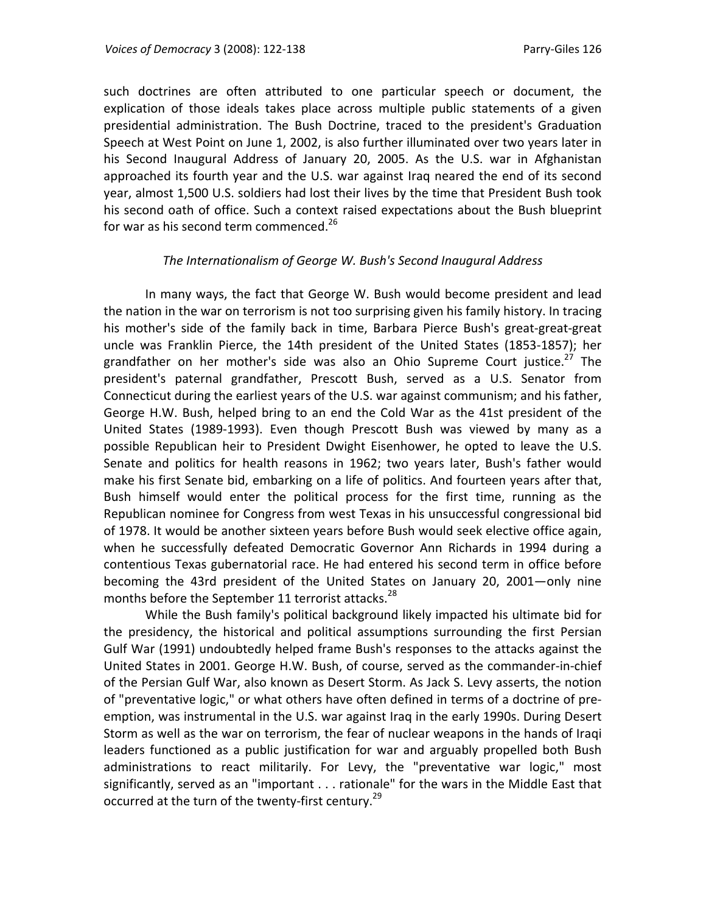such doctrines are often attributed to one particular speech or document, the explication of those ideals takes place across multiple public statements of a given presidential administration. The Bush Doctrine, traced to the president's Graduation Speech at West Point on June 1, 2002, is also further illuminated over two years later in his Second Inaugural Address of January 20, 2005. As the U.S. war in Afghanistan approached its fourth year and the U.S. war against Iraq neared the end of its second year, almost 1,500 U.S. soldiers had lost their lives by the time that President Bush took his second oath of office. Such a context raised expectations about the Bush blueprint for war as his second term commenced.[26]

### *The Internationalism of George W. Bush's Second Inaugural Address*

In many ways, the fact that George W. Bush would become president and lead the nation in the war on terrorism is not too surprising given his family history. In tracing his mother's side of the family back in time, Barbara Pierce Bush's great-great-great uncle was Franklin Pierce, the 14th president of the United States (1853-1857); her grandfather on her mother's side was also an Ohio Supreme Court justice.[27] The president's paternal grandfather, Prescott Bush, served as a U.S. Senator from Connecticut during the earliest years of the U.S. war against communism; and his father, George H.W. Bush, helped bring to an end the Cold War as the 41st president of the United States (1989-1993). Even though Prescott Bush was viewed by many as a possible Republican heir to President Dwight Eisenhower, he opted to leave the U.S. Senate and politics for health reasons in 1962; two years later, Bush's father would make his first Senate bid, embarking on a life of politics. And fourteen years after that, Bush himself would enter the political process for the first time, running as the Republican nominee for Congress from west Texas in his unsuccessful congressional bid of 1978. It would be another sixteen years before Bush would seek elective office again, when he successfully defeated Democratic Governor Ann Richards in 1994 during a contentious Texas gubernatorial race. He had entered his second term in office before becoming the 43rd president of the United States on January 20, 2001—only nine months before the September 11 terrorist attacks.[28]

While the Bush family's political background likely impacted his ultimate bid for the presidency, the historical and political assumptions surrounding the first Persian Gulf War (1991) undoubtedly helped frame Bush's responses to the attacks against the United States in 2001. George H.W. Bush, of course, served as the commander-in-chief of the Persian Gulf War, also known as Desert Storm. As Jack S. Levy asserts, the notion of "preventative logic," or what others have often defined in terms of a doctrine of pre-emption, was instrumental in the U.S. war against Iraq in the early 1990s. During Desert Storm as well as the war on terrorism, the fear of nuclear weapons in the hands of Iraqi leaders functioned as a public justification for war and arguably propelled both Bush administrations to react militarily. For Levy, the "preventative war logic," most significantly, served as an "important . . . rationale" for the wars in the Middle East that occurred at the turn of the twenty-first century.[29]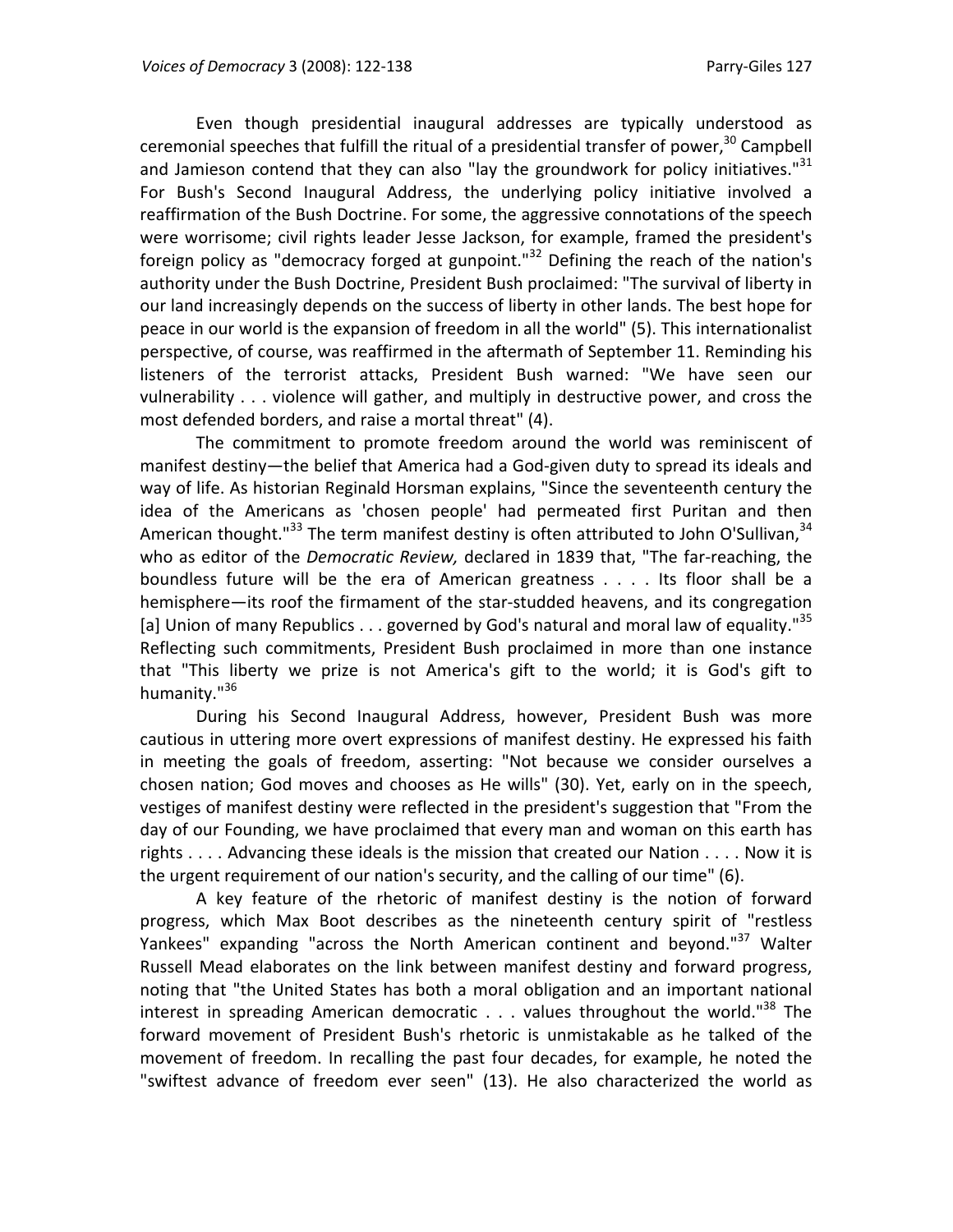Even though presidential inaugural addresses are typically understood as ceremonial speeches that fulfill the ritual of a presidential transfer of power,[30] Campbell and Jamieson contend that they can also "lay the groundwork for policy initiatives."[31] For Bush's Second Inaugural Address, the underlying policy initiative involved a reaffirmation of the Bush Doctrine. For some, the aggressive connotations of the speech were worrisome; civil rights leader Jesse Jackson, for example, framed the president's foreign policy as "democracy forged at gunpoint."[32] Defining the reach of the nation's authority under the Bush Doctrine, President Bush proclaimed: "The survival of liberty in our land increasingly depends on the success of liberty in other lands. The best hope for peace in our world is the expansion of freedom in all the world" (5). This internationalist perspective, of course, was reaffirmed in the aftermath of September 11. Reminding his listeners of the terrorist attacks, President Bush warned: "We have seen our vulnerability . . . violence will gather, and multiply in destructive power, and cross the most defended borders, and raise a mortal threat" (4).

The commitment to promote freedom around the world was reminiscent of manifest destiny—the belief that America had a God-given duty to spread its ideals and way of life. As historian Reginald Horsman explains, "Since the seventeenth century the idea of the Americans as 'chosen people' had permeated first Puritan and then American thought."[33] The term manifest destiny is often attributed to John O'Sullivan,[34] who as editor of the *Democratic Review,* declared in 1839 that, "The far-reaching, the boundless future will be the era of American greatness . . . . Its floor shall be a hemisphere—its roof the firmament of the star-studded heavens, and its congregation [a] Union of many Republics . . . governed by God's natural and moral law of equality."[35] Reflecting such commitments, President Bush proclaimed in more than one instance that "This liberty we prize is not America's gift to the world; it is God's gift to humanity."[36]

During his Second Inaugural Address, however, President Bush was more cautious in uttering more overt expressions of manifest destiny. He expressed his faith in meeting the goals of freedom, asserting: "Not because we consider ourselves a chosen nation; God moves and chooses as He wills" (30). Yet, early on in the speech, vestiges of manifest destiny were reflected in the president's suggestion that "From the day of our Founding, we have proclaimed that every man and woman on this earth has rights . . . . Advancing these ideals is the mission that created our Nation . . . . Now it is the urgent requirement of our nation's security, and the calling of our time" (6).

A key feature of the rhetoric of manifest destiny is the notion of forward progress, which Max Boot describes as the nineteenth century spirit of "restless Yankees" expanding "across the North American continent and beyond."[37] Walter Russell Mead elaborates on the link between manifest destiny and forward progress, noting that "the United States has both a moral obligation and an important national interest in spreading American democratic . . . values throughout the world."[38] The forward movement of President Bush's rhetoric is unmistakable as he talked of the movement of freedom. In recalling the past four decades, for example, he noted the "swiftest advance of freedom ever seen" (13). He also characterized the world as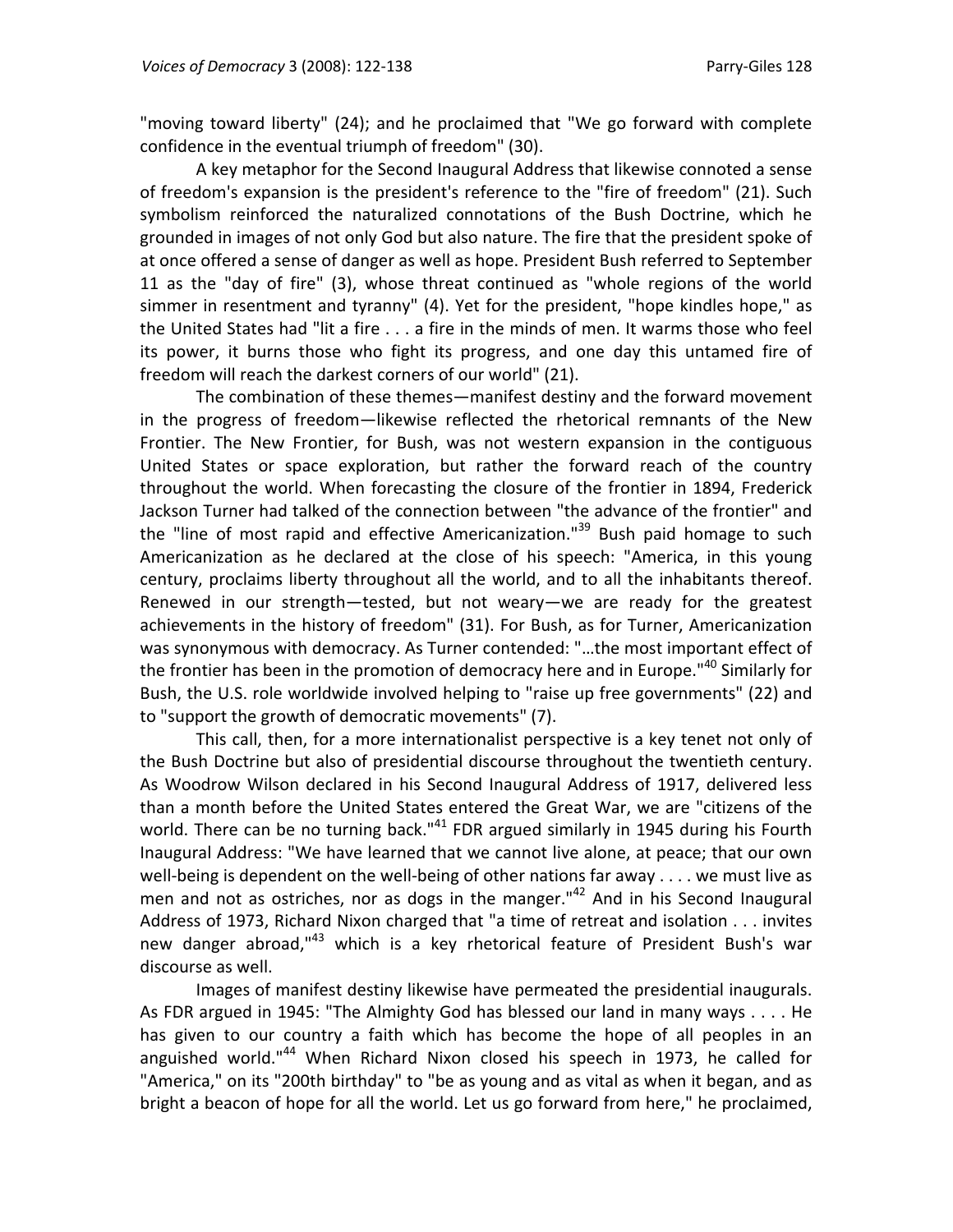"moving toward liberty" (24); and he proclaimed that "We go forward with complete confidence in the eventual triumph of freedom" (30).

A key metaphor for the Second Inaugural Address that likewise connoted a sense of freedom's expansion is the president's reference to the "fire of freedom" (21). Such symbolism reinforced the naturalized connotations of the Bush Doctrine, which he grounded in images of not only God but also nature. The fire that the president spoke of at once offered a sense of danger as well as hope. President Bush referred to September 11 as the "day of fire" (3), whose threat continued as "whole regions of the world simmer in resentment and tyranny" (4). Yet for the president, "hope kindles hope," as the United States had "lit a fire . . . a fire in the minds of men. It warms those who feel its power, it burns those who fight its progress, and one day this untamed fire of freedom will reach the darkest corners of our world" (21).

The combination of these themes—manifest destiny and the forward movement in the progress of freedom—likewise reflected the rhetorical remnants of the New Frontier. The New Frontier, for Bush, was not western expansion in the contiguous United States or space exploration, but rather the forward reach of the country throughout the world. When forecasting the closure of the frontier in 1894, Frederick Jackson Turner had talked of the connection between "the advance of the frontier" and the "line of most rapid and effective Americanization."[39] Bush paid homage to such Americanization as he declared at the close of his speech: "America, in this young century, proclaims liberty throughout all the world, and to all the inhabitants thereof. Renewed in our strength—tested, but not weary—we are ready for the greatest achievements in the history of freedom" (31). For Bush, as for Turner, Americanization was synonymous with democracy. As Turner contended: "…the most important effect of the frontier has been in the promotion of democracy here and in Europe."[40] Similarly for Bush, the U.S. role worldwide involved helping to "raise up free governments" (22) and to "support the growth of democratic movements" (7).

This call, then, for a more internationalist perspective is a key tenet not only of the Bush Doctrine but also of presidential discourse throughout the twentieth century. As Woodrow Wilson declared in his Second Inaugural Address of 1917, delivered less than a month before the United States entered the Great War, we are "citizens of the world. There can be no turning back."[41] FDR argued similarly in 1945 during his Fourth Inaugural Address: "We have learned that we cannot live alone, at peace; that our own well-being is dependent on the well-being of other nations far away . . . . we must live as men and not as ostriches, nor as dogs in the manger."[42] And in his Second Inaugural Address of 1973, Richard Nixon charged that "a time of retreat and isolation . . . invites new danger abroad,"[43] which is a key rhetorical feature of President Bush's war discourse as well.

Images of manifest destiny likewise have permeated the presidential inaugurals. As FDR argued in 1945: "The Almighty God has blessed our land in many ways . . . . He has given to our country a faith which has become the hope of all peoples in an anguished world."[44] When Richard Nixon closed his speech in 1973, he called for "America," on its "200th birthday" to "be as young and as vital as when it began, and as bright a beacon of hope for all the world. Let us go forward from here," he proclaimed,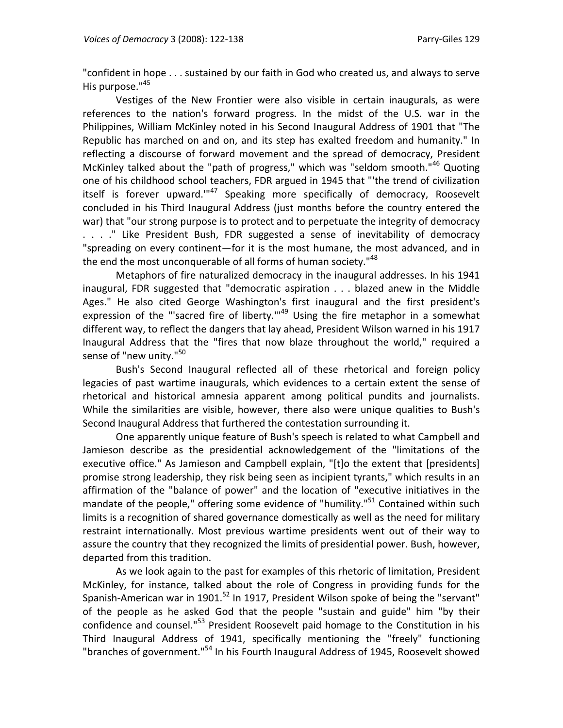"confident in hope . . . sustained by our faith in God who created us, and always to serve His purpose."[45]

Vestiges of the New Frontier were also visible in certain inaugurals, as were references to the nation's forward progress. In the midst of the U.S. war in the Philippines, William McKinley noted in his Second Inaugural Address of 1901 that "The Republic has marched on and on, and its step has exalted freedom and humanity." In reflecting a discourse of forward movement and the spread of democracy, President McKinley talked about the "path of progress," which was "seldom smooth."[46] Quoting one of his childhood school teachers, FDR argued in 1945 that "'the trend of civilization itself is forever upward.'"[47] Speaking more specifically of democracy, Roosevelt concluded in his Third Inaugural Address (just months before the country entered the war) that "our strong purpose is to protect and to perpetuate the integrity of democracy . . . ." Like President Bush, FDR suggested a sense of inevitability of democracy "spreading on every continent—for it is the most humane, the most advanced, and in the end the most unconquerable of all forms of human society."[48]

Metaphors of fire naturalized democracy in the inaugural addresses. In his 1941 inaugural, FDR suggested that "democratic aspiration . . . blazed anew in the Middle Ages." He also cited George Washington's first inaugural and the first president's expression of the "'sacred fire of liberty.'"[49] Using the fire metaphor in a somewhat different way, to reflect the dangers that lay ahead, President Wilson warned in his 1917 Inaugural Address that the "fires that now blaze throughout the world," required a sense of "new unity."[50]

Bush's Second Inaugural reflected all of these rhetorical and foreign policy legacies of past wartime inaugurals, which evidences to a certain extent the sense of rhetorical and historical amnesia apparent among political pundits and journalists. While the similarities are visible, however, there also were unique qualities to Bush's Second Inaugural Address that furthered the contestation surrounding it.

One apparently unique feature of Bush's speech is related to what Campbell and Jamieson describe as the presidential acknowledgement of the "limitations of the executive office." As Jamieson and Campbell explain, "[t]o the extent that [presidents] promise strong leadership, they risk being seen as incipient tyrants," which results in an affirmation of the "balance of power" and the location of "executive initiatives in the mandate of the people," offering some evidence of "humility."[51] Contained within such limits is a recognition of shared governance domestically as well as the need for military restraint internationally. Most previous wartime presidents went out of their way to assure the country that they recognized the limits of presidential power. Bush, however, departed from this tradition.

As we look again to the past for examples of this rhetoric of limitation, President McKinley, for instance, talked about the role of Congress in providing funds for the Spanish-American war in 1901.[52] In 1917, President Wilson spoke of being the "servant" of the people as he asked God that the people "sustain and guide" him "by their confidence and counsel."[53] President Roosevelt paid homage to the Constitution in his Third Inaugural Address of 1941, specifically mentioning the "freely" functioning "branches of government."[54] In his Fourth Inaugural Address of 1945, Roosevelt showed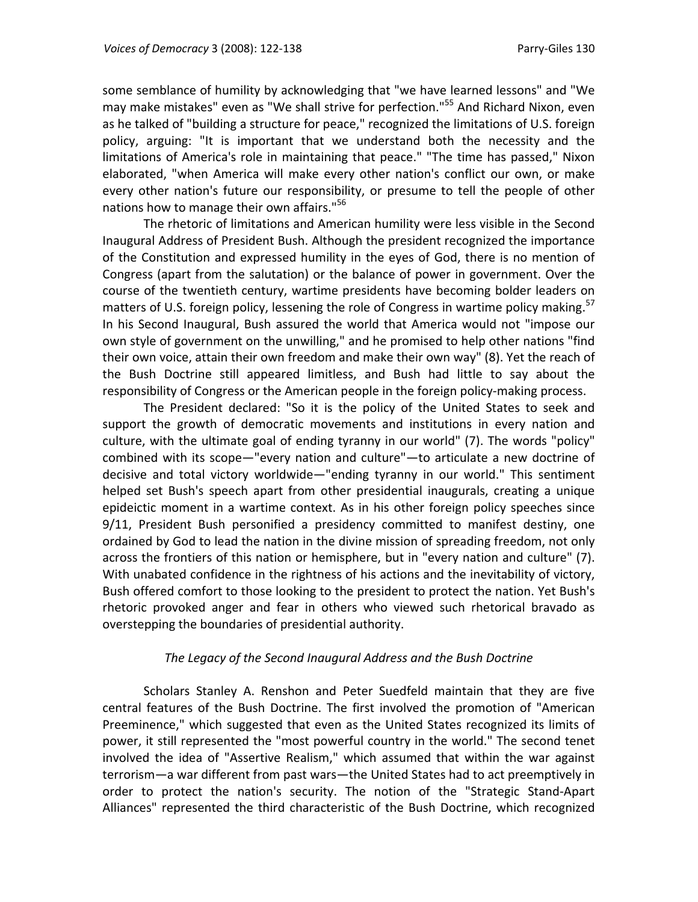some semblance of humility by acknowledging that "we have learned lessons" and "We may make mistakes" even as "We shall strive for perfection."[55] And Richard Nixon, even as he talked of "building a structure for peace," recognized the limitations of U.S. foreign policy, arguing: "It is important that we understand both the necessity and the limitations of America's role in maintaining that peace." "The time has passed," Nixon elaborated, "when America will make every other nation's conflict our own, or make every other nation's future our responsibility, or presume to tell the people of other nations how to manage their own affairs."[56]

The rhetoric of limitations and American humility were less visible in the Second Inaugural Address of President Bush. Although the president recognized the importance of the Constitution and expressed humility in the eyes of God, there is no mention of Congress (apart from the salutation) or the balance of power in government. Over the course of the twentieth century, wartime presidents have becoming bolder leaders on matters of U.S. foreign policy, lessening the role of Congress in wartime policy making.[57] In his Second Inaugural, Bush assured the world that America would not "impose our own style of government on the unwilling," and he promised to help other nations "find their own voice, attain their own freedom and make their own way" (8). Yet the reach of the Bush Doctrine still appeared limitless, and Bush had little to say about the responsibility of Congress or the American people in the foreign policy-making process.

The President declared: "So it is the policy of the United States to seek and support the growth of democratic movements and institutions in every nation and culture, with the ultimate goal of ending tyranny in our world" (7). The words "policy" combined with its scope—"every nation and culture"—to articulate a new doctrine of decisive and total victory worldwide—"ending tyranny in our world." This sentiment helped set Bush's speech apart from other presidential inaugurals, creating a unique epideictic moment in a wartime context. As in his other foreign policy speeches since 9/11, President Bush personified a presidency committed to manifest destiny, one ordained by God to lead the nation in the divine mission of spreading freedom, not only across the frontiers of this nation or hemisphere, but in "every nation and culture" (7). With unabated confidence in the rightness of his actions and the inevitability of victory, Bush offered comfort to those looking to the president to protect the nation. Yet Bush's rhetoric provoked anger and fear in others who viewed such rhetorical bravado as overstepping the boundaries of presidential authority.

### *The Legacy of the Second Inaugural Address and the Bush Doctrine*

Scholars Stanley A. Renshon and Peter Suedfeld maintain that they are five central features of the Bush Doctrine. The first involved the promotion of "American Preeminence," which suggested that even as the United States recognized its limits of power, it still represented the "most powerful country in the world." The second tenet involved the idea of "Assertive Realism," which assumed that within the war against terrorism—a war different from past wars—the United States had to act preemptively in order to protect the nation's security. The notion of the "Strategic Stand-Apart Alliances" represented the third characteristic of the Bush Doctrine, which recognized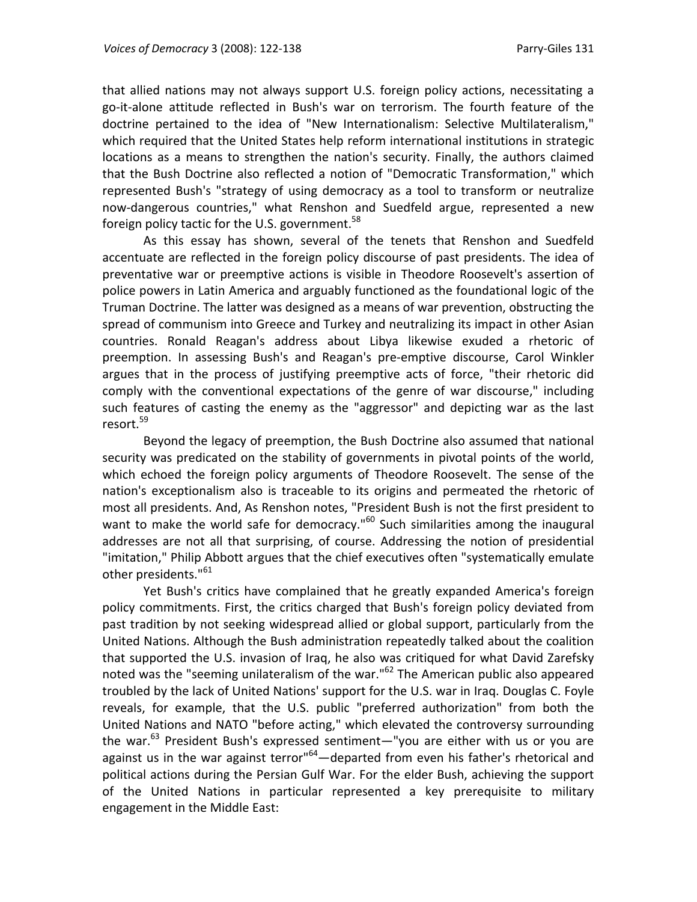that allied nations may not always support U.S. foreign policy actions, necessitating a go-it-alone attitude reflected in Bush's war on terrorism. The fourth feature of the doctrine pertained to the idea of "New Internationalism: Selective Multilateralism," which required that the United States help reform international institutions in strategic locations as a means to strengthen the nation's security. Finally, the authors claimed that the Bush Doctrine also reflected a notion of "Democratic Transformation," which represented Bush's "strategy of using democracy as a tool to transform or neutralize now-dangerous countries," what Renshon and Suedfeld argue, represented a new foreign policy tactic for the U.S. government.[58]

As this essay has shown, several of the tenets that Renshon and Suedfeld accentuate are reflected in the foreign policy discourse of past presidents. The idea of preventative war or preemptive actions is visible in Theodore Roosevelt's assertion of police powers in Latin America and arguably functioned as the foundational logic of the Truman Doctrine. The latter was designed as a means of war prevention, obstructing the spread of communism into Greece and Turkey and neutralizing its impact in other Asian countries. Ronald Reagan's address about Libya likewise exuded a rhetoric of preemption. In assessing Bush's and Reagan's pre-emptive discourse, Carol Winkler argues that in the process of justifying preemptive acts of force, "their rhetoric did comply with the conventional expectations of the genre of war discourse," including such features of casting the enemy as the "aggressor" and depicting war as the last resort.[59]

Beyond the legacy of preemption, the Bush Doctrine also assumed that national security was predicated on the stability of governments in pivotal points of the world, which echoed the foreign policy arguments of Theodore Roosevelt. The sense of the nation's exceptionalism also is traceable to its origins and permeated the rhetoric of most all presidents. And, As Renshon notes, "President Bush is not the first president to want to make the world safe for democracy."[60] Such similarities among the inaugural addresses are not all that surprising, of course. Addressing the notion of presidential "imitation," Philip Abbott argues that the chief executives often "systematically emulate other presidents."[61]

Yet Bush's critics have complained that he greatly expanded America's foreign policy commitments. First, the critics charged that Bush's foreign policy deviated from past tradition by not seeking widespread allied or global support, particularly from the United Nations. Although the Bush administration repeatedly talked about the coalition that supported the U.S. invasion of Iraq, he also was critiqued for what David Zarefsky noted was the "seeming unilateralism of the war."[62] The American public also appeared troubled by the lack of United Nations' support for the U.S. war in Iraq. Douglas C. Foyle reveals, for example, that the U.S. public "preferred authorization" from both the United Nations and NATO "before acting," which elevated the controversy surrounding the war.[63] President Bush's expressed sentiment—"you are either with us or you are against us in the war against terror"[64]—departed from even his father's rhetorical and political actions during the Persian Gulf War. For the elder Bush, achieving the support of the United Nations in particular represented a key prerequisite to military engagement in the Middle East: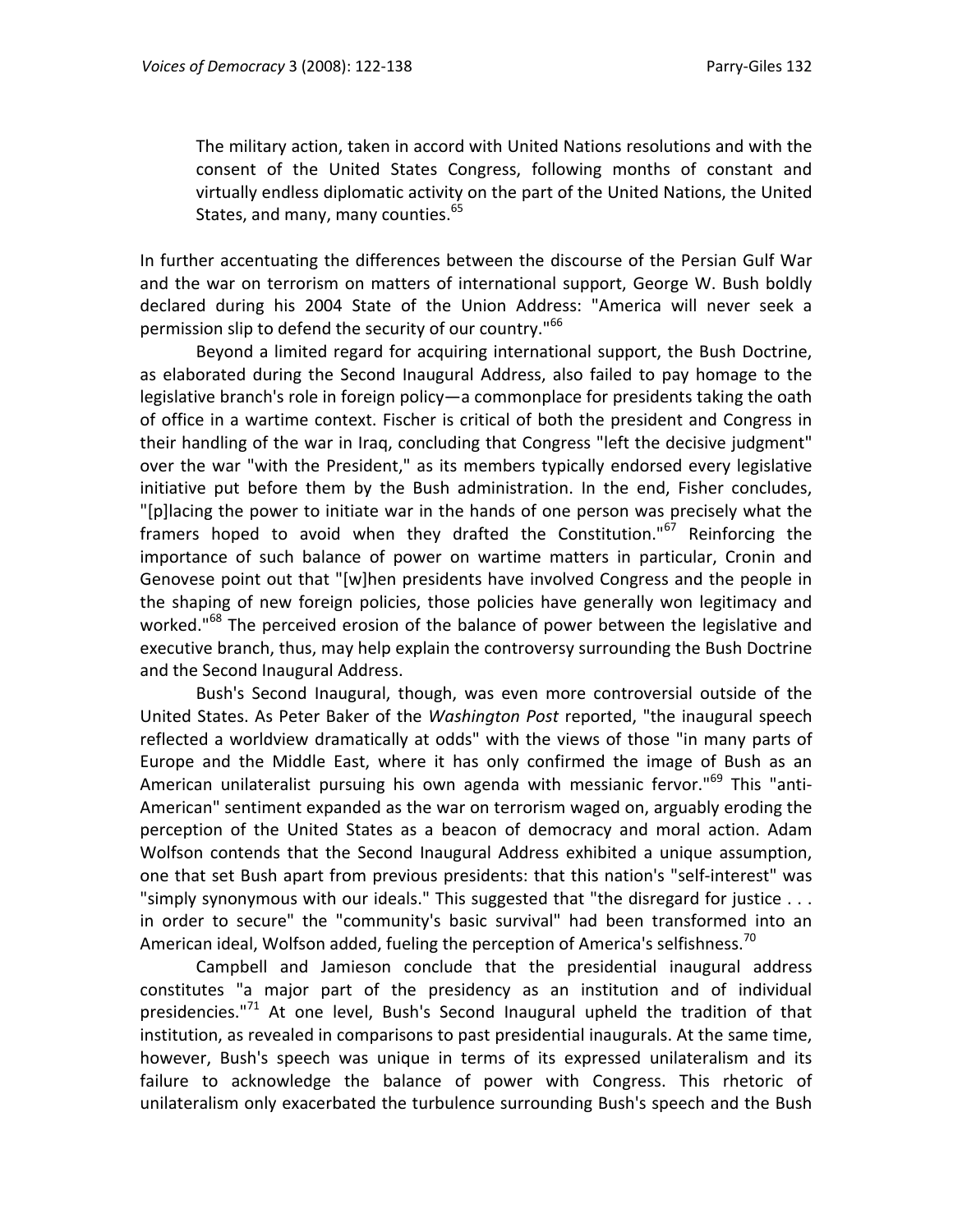> The military action, taken in accord with United Nations resolutions and with the consent of the United States Congress, following months of constant and virtually endless diplomatic activity on the part of the United Nations, the United States, and many, many counties.[65]

In further accentuating the differences between the discourse of the Persian Gulf War and the war on terrorism on matters of international support, George W. Bush boldly declared during his 2004 State of the Union Address: "America will never seek a permission slip to defend the security of our country."[66]

Beyond a limited regard for acquiring international support, the Bush Doctrine, as elaborated during the Second Inaugural Address, also failed to pay homage to the legislative branch's role in foreign policy—a commonplace for presidents taking the oath of office in a wartime context. Fischer is critical of both the president and Congress in their handling of the war in Iraq, concluding that Congress "left the decisive judgment" over the war "with the President," as its members typically endorsed every legislative initiative put before them by the Bush administration. In the end, Fisher concludes, "[p]lacing the power to initiate war in the hands of one person was precisely what the framers hoped to avoid when they drafted the Constitution."[67] Reinforcing the importance of such balance of power on wartime matters in particular, Cronin and Genovese point out that "[w]hen presidents have involved Congress and the people in the shaping of new foreign policies, those policies have generally won legitimacy and worked."[68] The perceived erosion of the balance of power between the legislative and executive branch, thus, may help explain the controversy surrounding the Bush Doctrine and the Second Inaugural Address.

Bush's Second Inaugural, though, was even more controversial outside of the United States. As Peter Baker of the *Washington Post* reported, "the inaugural speech reflected a worldview dramatically at odds" with the views of those "in many parts of Europe and the Middle East, where it has only confirmed the image of Bush as an American unilateralist pursuing his own agenda with messianic fervor."[69] This "anti-American" sentiment expanded as the war on terrorism waged on, arguably eroding the perception of the United States as a beacon of democracy and moral action. Adam Wolfson contends that the Second Inaugural Address exhibited a unique assumption, one that set Bush apart from previous presidents: that this nation's "self-interest" was "simply synonymous with our ideals." This suggested that "the disregard for justice . . . in order to secure" the "community's basic survival" had been transformed into an American ideal, Wolfson added, fueling the perception of America's selfishness.[70]

Campbell and Jamieson conclude that the presidential inaugural address constitutes "a major part of the presidency as an institution and of individual presidencies."[71] At one level, Bush's Second Inaugural upheld the tradition of that institution, as revealed in comparisons to past presidential inaugurals. At the same time, however, Bush's speech was unique in terms of its expressed unilateralism and its failure to acknowledge the balance of power with Congress. This rhetoric of unilateralism only exacerbated the turbulence surrounding Bush's speech and the Bush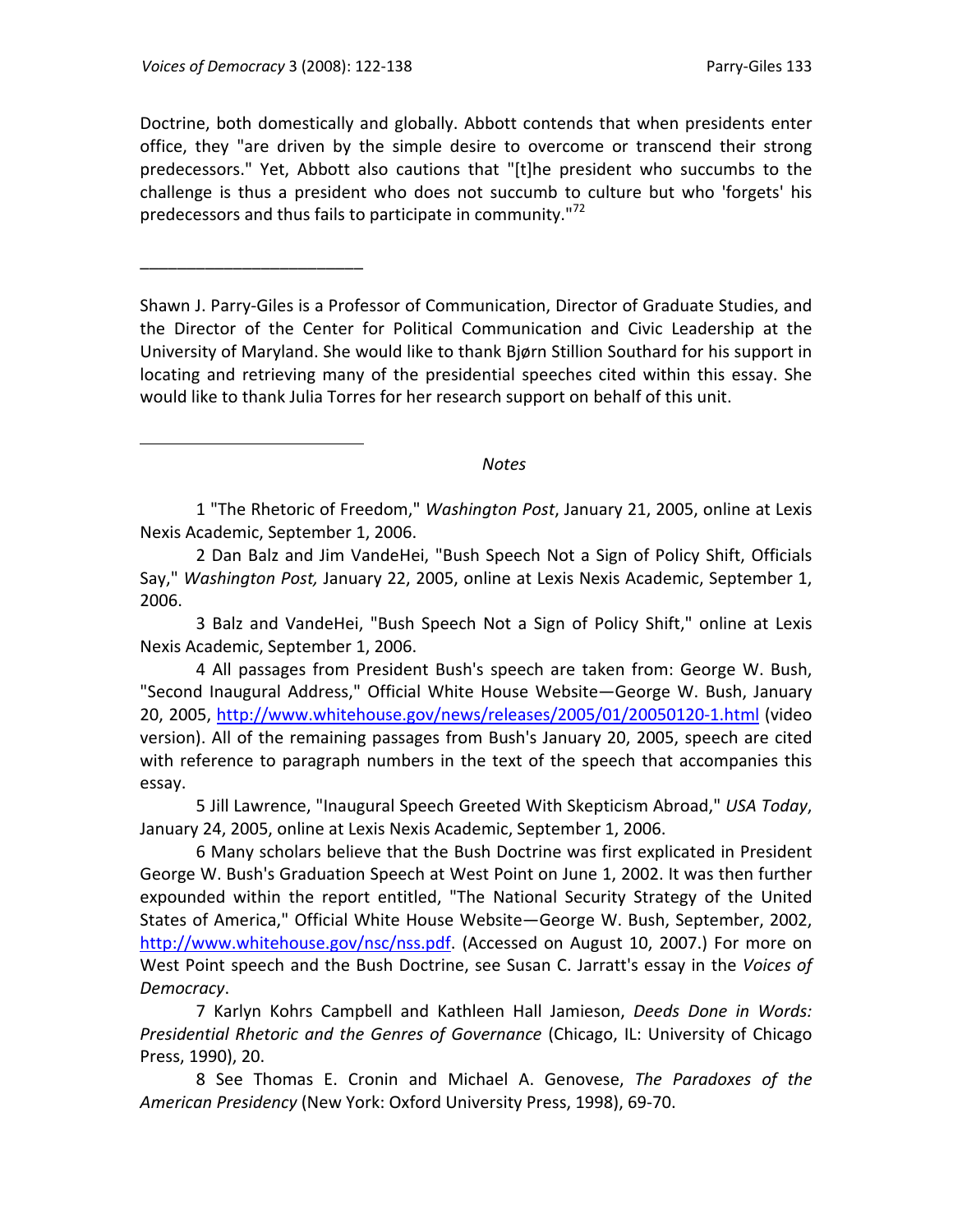Doctrine, both domestically and globally. Abbott contends that when presidents enter office, they "are driven by the simple desire to overcome or transcend their strong predecessors." Yet, Abbott also cautions that "[t]he president who succumbs to the challenge is thus a president who does not succumb to culture but who 'forgets' his predecessors and thus fails to participate in community."[72]

\_\_\_\_\_\_\_\_\_\_\_\_\_\_\_\_\_\_\_\_\_\_\_\_

Shawn J. Parry-Giles is a Professor of Communication, Director of Graduate Studies, and the Director of the Center for Political Communication and Civic Leadership at the University of Maryland. She would like to thank Bjørn Stillion Southard for his support in locating and retrieving many of the presidential speeches cited within this essay. She would like to thank Julia Torres for her research support on behalf of this unit.

---

*Notes*

1 "The Rhetoric of Freedom," *Washington Post*, January 21, 2005, online at Lexis Nexis Academic, September 1, 2006.

2 Dan Balz and Jim VandeHei, "Bush Speech Not a Sign of Policy Shift, Officials Say," *Washington Post,* January 22, 2005, online at Lexis Nexis Academic, September 1, 2006.

3 Balz and VandeHei, "Bush Speech Not a Sign of Policy Shift," online at Lexis Nexis Academic, September 1, 2006.

4 All passages from President Bush's speech are taken from: George W. Bush, "Second Inaugural Address," Official White House Website—George W. Bush, January 20, 2005, http://www.whitehouse.gov/news/releases/2005/01/20050120-1.html (video version). All of the remaining passages from Bush's January 20, 2005, speech are cited with reference to paragraph numbers in the text of the speech that accompanies this essay.

5 Jill Lawrence, "Inaugural Speech Greeted With Skepticism Abroad," *USA Today*, January 24, 2005, online at Lexis Nexis Academic, September 1, 2006.

6 Many scholars believe that the Bush Doctrine was first explicated in President George W. Bush's Graduation Speech at West Point on June 1, 2002. It was then further expounded within the report entitled, "The National Security Strategy of the United States of America," Official White House Website—George W. Bush, September, 2002, http://www.whitehouse.gov/nsc/nss.pdf. (Accessed on August 10, 2007.) For more on West Point speech and the Bush Doctrine, see Susan C. Jarratt's essay in the *Voices of Democracy*.

7 Karlyn Kohrs Campbell and Kathleen Hall Jamieson, *Deeds Done in Words: Presidential Rhetoric and the Genres of Governance* (Chicago, IL: University of Chicago Press, 1990), 20.

8 See Thomas E. Cronin and Michael A. Genovese, *The Paradoxes of the American Presidency* (New York: Oxford University Press, 1998), 69-70.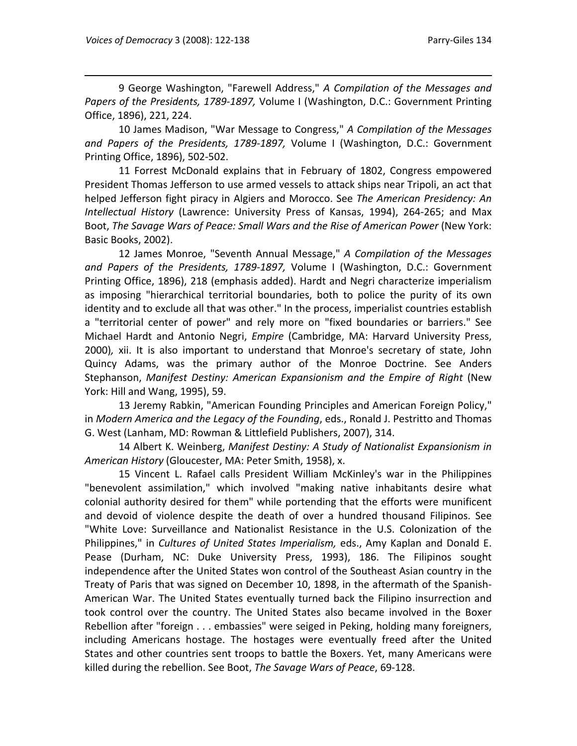9 George Washington, "Farewell Address," *A Compilation of the Messages and Papers of the Presidents, 1789-1897,* Volume I (Washington, D.C.: Government Printing Office, 1896), 221, 224.

10 James Madison, "War Message to Congress," *A Compilation of the Messages and Papers of the Presidents, 1789-1897,* Volume I (Washington, D.C.: Government Printing Office, 1896), 502-502.

11 Forrest McDonald explains that in February of 1802, Congress empowered President Thomas Jefferson to use armed vessels to attack ships near Tripoli, an act that helped Jefferson fight piracy in Algiers and Morocco. See *The American Presidency: An Intellectual History* (Lawrence: University Press of Kansas, 1994), 264-265; and Max Boot, *The Savage Wars of Peace: Small Wars and the Rise of American Power* (New York: Basic Books, 2002).

12 James Monroe, "Seventh Annual Message," *A Compilation of the Messages and Papers of the Presidents, 1789-1897,* Volume I (Washington, D.C.: Government Printing Office, 1896), 218 (emphasis added). Hardt and Negri characterize imperialism as imposing "hierarchical territorial boundaries, both to police the purity of its own identity and to exclude all that was other." In the process, imperialist countries establish a "territorial center of power" and rely more on "fixed boundaries or barriers." See Michael Hardt and Antonio Negri, *Empire* (Cambridge, MA: Harvard University Press, 2000), xii. It is also important to understand that Monroe's secretary of state, John Quincy Adams, was the primary author of the Monroe Doctrine. See Anders Stephanson, *Manifest Destiny: American Expansionism and the Empire of Right* (New York: Hill and Wang, 1995), 59.

13 Jeremy Rabkin, "American Founding Principles and American Foreign Policy," in *Modern America and the Legacy of the Founding*, eds., Ronald J. Pestritto and Thomas G. West (Lanham, MD: Rowman & Littlefield Publishers, 2007), 314.

14 Albert K. Weinberg, *Manifest Destiny: A Study of Nationalist Expansionism in American History* (Gloucester, MA: Peter Smith, 1958), x.

15 Vincent L. Rafael calls President William McKinley's war in the Philippines "benevolent assimilation," which involved "making native inhabitants desire what colonial authority desired for them" while portending that the efforts were munificent and devoid of violence despite the death of over a hundred thousand Filipinos. See "White Love: Surveillance and Nationalist Resistance in the U.S. Colonization of the Philippines," in *Cultures of United States Imperialism,* eds., Amy Kaplan and Donald E. Pease (Durham, NC: Duke University Press, 1993), 186. The Filipinos sought independence after the United States won control of the Southeast Asian country in the Treaty of Paris that was signed on December 10, 1898, in the aftermath of the Spanish-American War. The United States eventually turned back the Filipino insurrection and took control over the country. The United States also became involved in the Boxer Rebellion after "foreign . . . embassies" were seiged in Peking, holding many foreigners, including Americans hostage. The hostages were eventually freed after the United States and other countries sent troops to battle the Boxers. Yet, many Americans were killed during the rebellion. See Boot, *The Savage Wars of Peace*, 69-128.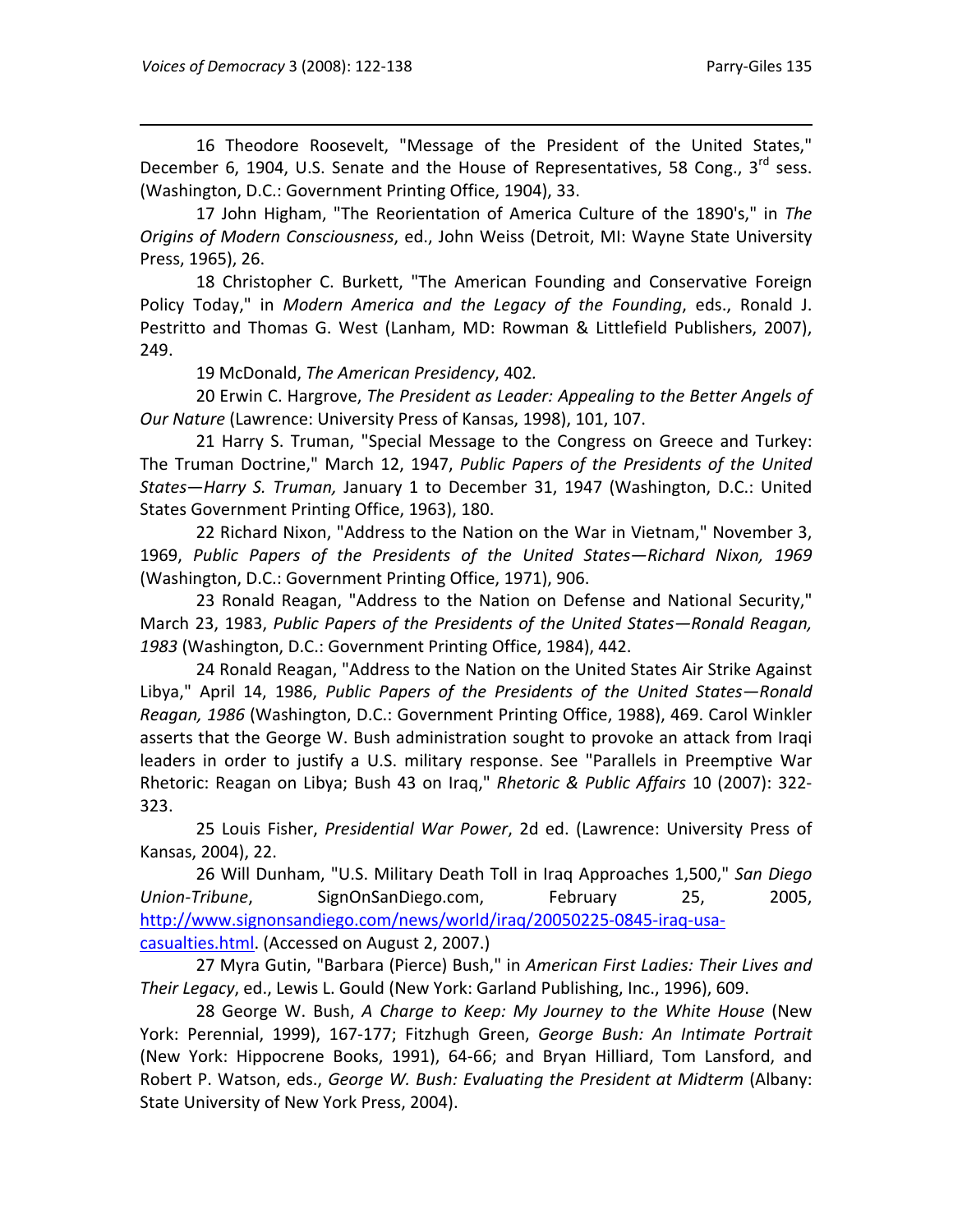16 Theodore Roosevelt, "Message of the President of the United States," December 6, 1904, U.S. Senate and the House of Representatives, 58 Cong., 3rd sess. (Washington, D.C.: Government Printing Office, 1904), 33.

17 John Higham, "The Reorientation of America Culture of the 1890's," in *The Origins of Modern Consciousness*, ed., John Weiss (Detroit, MI: Wayne State University Press, 1965), 26.

18 Christopher C. Burkett, "The American Founding and Conservative Foreign Policy Today," in *Modern America and the Legacy of the Founding*, eds., Ronald J. Pestritto and Thomas G. West (Lanham, MD: Rowman & Littlefield Publishers, 2007), 249.

19 McDonald, *The American Presidency*, 402.

20 Erwin C. Hargrove, *The President as Leader: Appealing to the Better Angels of Our Nature* (Lawrence: University Press of Kansas, 1998), 101, 107.

21 Harry S. Truman, "Special Message to the Congress on Greece and Turkey: The Truman Doctrine," March 12, 1947, *Public Papers of the Presidents of the United States—Harry S. Truman,* January 1 to December 31, 1947 (Washington, D.C.: United States Government Printing Office, 1963), 180.

22 Richard Nixon, "Address to the Nation on the War in Vietnam," November 3, 1969, *Public Papers of the Presidents of the United States—Richard Nixon, 1969* (Washington, D.C.: Government Printing Office, 1971), 906.

23 Ronald Reagan, "Address to the Nation on Defense and National Security," March 23, 1983, *Public Papers of the Presidents of the United States—Ronald Reagan, 1983* (Washington, D.C.: Government Printing Office, 1984), 442.

24 Ronald Reagan, "Address to the Nation on the United States Air Strike Against Libya," April 14, 1986, *Public Papers of the Presidents of the United States—Ronald Reagan, 1986* (Washington, D.C.: Government Printing Office, 1988), 469. Carol Winkler asserts that the George W. Bush administration sought to provoke an attack from Iraqi leaders in order to justify a U.S. military response. See "Parallels in Preemptive War Rhetoric: Reagan on Libya; Bush 43 on Iraq," *Rhetoric & Public Affairs* 10 (2007): 322-323.

25 Louis Fisher, *Presidential War Power*, 2d ed. (Lawrence: University Press of Kansas, 2004), 22.

26 Will Dunham, "U.S. Military Death Toll in Iraq Approaches 1,500," *San Diego Union-Tribune*, SignOnSanDiego.com, February 25, 2005, http://www.signonsandiego.com/news/world/iraq/20050225-0845-iraq-usa-casualties.html. (Accessed on August 2, 2007.)

27 Myra Gutin, "Barbara (Pierce) Bush," in *American First Ladies: Their Lives and Their Legacy*, ed., Lewis L. Gould (New York: Garland Publishing, Inc., 1996), 609.

28 George W. Bush, *A Charge to Keep: My Journey to the White House* (New York: Perennial, 1999), 167-177; Fitzhugh Green, *George Bush: An Intimate Portrait* (New York: Hippocrene Books, 1991), 64-66; and Bryan Hilliard, Tom Lansford, and Robert P. Watson, eds., *George W. Bush: Evaluating the President at Midterm* (Albany: State University of New York Press, 2004).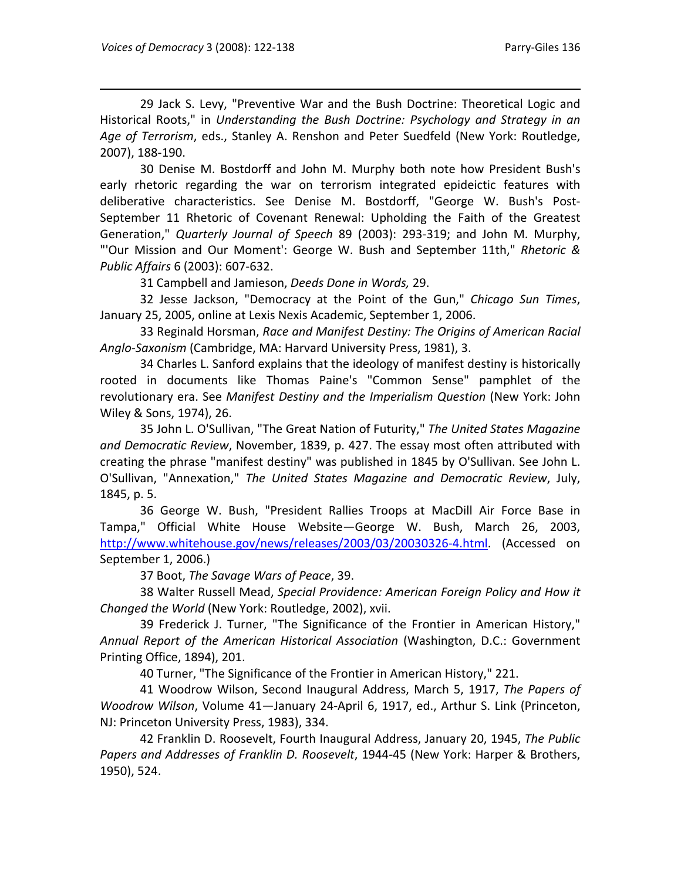29 Jack S. Levy, "Preventive War and the Bush Doctrine: Theoretical Logic and Historical Roots," in *Understanding the Bush Doctrine: Psychology and Strategy in an Age of Terrorism*, eds., Stanley A. Renshon and Peter Suedfeld (New York: Routledge, 2007), 188-190.

30 Denise M. Bostdorff and John M. Murphy both note how President Bush's early rhetoric regarding the war on terrorism integrated epideictic features with deliberative characteristics. See Denise M. Bostdorff, "George W. Bush's Post-September 11 Rhetoric of Covenant Renewal: Upholding the Faith of the Greatest Generation," *Quarterly Journal of Speech* 89 (2003): 293-319; and John M. Murphy, "'Our Mission and Our Moment': George W. Bush and September 11th," *Rhetoric & Public Affairs* 6 (2003): 607-632.

31 Campbell and Jamieson, *Deeds Done in Words,* 29.

32 Jesse Jackson, "Democracy at the Point of the Gun," *Chicago Sun Times*, January 25, 2005, online at Lexis Nexis Academic, September 1, 2006.

33 Reginald Horsman, *Race and Manifest Destiny: The Origins of American Racial Anglo-Saxonism* (Cambridge, MA: Harvard University Press, 1981), 3.

34 Charles L. Sanford explains that the ideology of manifest destiny is historically rooted in documents like Thomas Paine's "Common Sense" pamphlet of the revolutionary era. See *Manifest Destiny and the Imperialism Question* (New York: John Wiley & Sons, 1974), 26.

35 John L. O'Sullivan, "The Great Nation of Futurity," *The United States Magazine and Democratic Review*, November, 1839, p. 427. The essay most often attributed with creating the phrase "manifest destiny" was published in 1845 by O'Sullivan. See John L. O'Sullivan, "Annexation," *The United States Magazine and Democratic Review*, July, 1845, p. 5.

36 George W. Bush, "President Rallies Troops at MacDill Air Force Base in Tampa," Official White House Website—George W. Bush, March 26, 2003, http://www.whitehouse.gov/news/releases/2003/03/20030326-4.html. (Accessed on September 1, 2006.)

37 Boot, *The Savage Wars of Peace*, 39.

38 Walter Russell Mead, *Special Providence: American Foreign Policy and How it Changed the World* (New York: Routledge, 2002), xvii.

39 Frederick J. Turner, "The Significance of the Frontier in American History," *Annual Report of the American Historical Association* (Washington, D.C.: Government Printing Office, 1894), 201.

40 Turner, "The Significance of the Frontier in American History," 221.

41 Woodrow Wilson, Second Inaugural Address, March 5, 1917, *The Papers of Woodrow Wilson*, Volume 41—January 24-April 6, 1917, ed., Arthur S. Link (Princeton, NJ: Princeton University Press, 1983), 334.

42 Franklin D. Roosevelt, Fourth Inaugural Address, January 20, 1945, *The Public Papers and Addresses of Franklin D. Roosevelt*, 1944-45 (New York: Harper & Brothers, 1950), 524.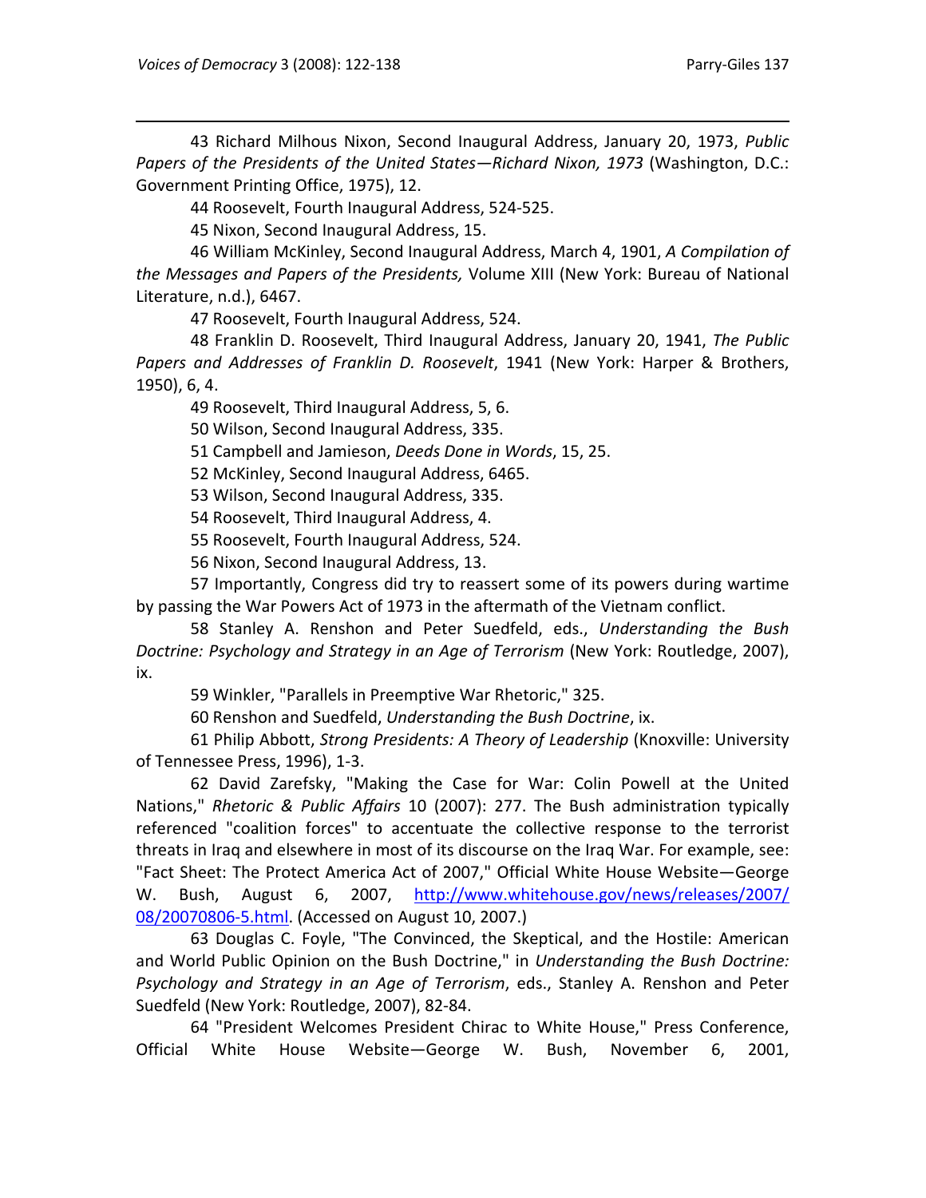43 Richard Milhous Nixon, Second Inaugural Address, January 20, 1973, *Public Papers of the Presidents of the United States—Richard Nixon, 1973* (Washington, D.C.: Government Printing Office, 1975), 12.

44 Roosevelt, Fourth Inaugural Address, 524-525.

45 Nixon, Second Inaugural Address, 15.

46 William McKinley, Second Inaugural Address, March 4, 1901, *A Compilation of the Messages and Papers of the Presidents,* Volume XIII (New York: Bureau of National Literature, n.d.), 6467.

47 Roosevelt, Fourth Inaugural Address, 524.

48 Franklin D. Roosevelt, Third Inaugural Address, January 20, 1941, *The Public Papers and Addresses of Franklin D. Roosevelt*, 1941 (New York: Harper & Brothers, 1950), 6, 4.

49 Roosevelt, Third Inaugural Address, 5, 6.

50 Wilson, Second Inaugural Address, 335.

51 Campbell and Jamieson, *Deeds Done in Words*, 15, 25.

52 McKinley, Second Inaugural Address, 6465.

53 Wilson, Second Inaugural Address, 335.

54 Roosevelt, Third Inaugural Address, 4.

55 Roosevelt, Fourth Inaugural Address, 524.

56 Nixon, Second Inaugural Address, 13.

57 Importantly, Congress did try to reassert some of its powers during wartime by passing the War Powers Act of 1973 in the aftermath of the Vietnam conflict.

58 Stanley A. Renshon and Peter Suedfeld, eds., *Understanding the Bush Doctrine: Psychology and Strategy in an Age of Terrorism* (New York: Routledge, 2007), ix.

59 Winkler, "Parallels in Preemptive War Rhetoric," 325.

60 Renshon and Suedfeld, *Understanding the Bush Doctrine*, ix.

61 Philip Abbott, *Strong Presidents: A Theory of Leadership* (Knoxville: University of Tennessee Press, 1996), 1-3.

62 David Zarefsky, "Making the Case for War: Colin Powell at the United Nations," *Rhetoric & Public Affairs* 10 (2007): 277. The Bush administration typically referenced "coalition forces" to accentuate the collective response to the terrorist threats in Iraq and elsewhere in most of its discourse on the Iraq War. For example, see: "Fact Sheet: The Protect America Act of 2007," Official White House Website—George W. Bush, August 6, 2007, http://www.whitehouse.gov/news/releases/2007/08/20070806-5.html. (Accessed on August 10, 2007.)

63 Douglas C. Foyle, "The Convinced, the Skeptical, and the Hostile: American and World Public Opinion on the Bush Doctrine," in *Understanding the Bush Doctrine: Psychology and Strategy in an Age of Terrorism*, eds., Stanley A. Renshon and Peter Suedfeld (New York: Routledge, 2007), 82-84.

64 "President Welcomes President Chirac to White House," Press Conference, Official White House Website—George W. Bush, November 6, 2001,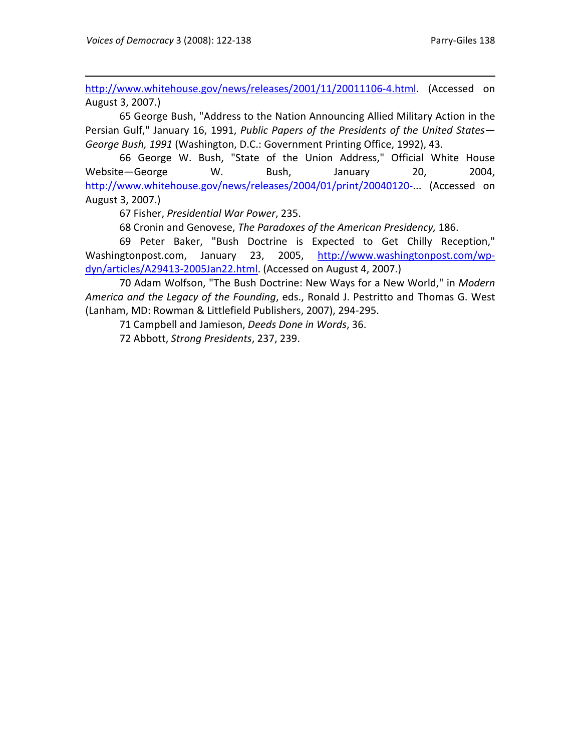http://www.whitehouse.gov/news/releases/2001/11/20011106-4.html. (Accessed on August 3, 2007.)

65 George Bush, "Address to the Nation Announcing Allied Military Action in the Persian Gulf," January 16, 1991, *Public Papers of the Presidents of the United States—George Bush, 1991* (Washington, D.C.: Government Printing Office, 1992), 43.

66 George W. Bush, "State of the Union Address," Official White House Website—George W. Bush, January 20, 2004, http://www.whitehouse.gov/news/releases/2004/01/print/20040120-... (Accessed on August 3, 2007.)

67 Fisher, *Presidential War Power*, 235.

68 Cronin and Genovese, *The Paradoxes of the American Presidency,* 186.

69 Peter Baker, "Bush Doctrine is Expected to Get Chilly Reception," Washingtonpost.com, January 23, 2005, http://www.washingtonpost.com/wp-dyn/articles/A29413-2005Jan22.html. (Accessed on August 4, 2007.)

70 Adam Wolfson, "The Bush Doctrine: New Ways for a New World," in *Modern America and the Legacy of the Founding*, eds., Ronald J. Pestritto and Thomas G. West (Lanham, MD: Rowman & Littlefield Publishers, 2007), 294-295.

71 Campbell and Jamieson, *Deeds Done in Words*, 36.

72 Abbott, *Strong Presidents*, 237, 239.